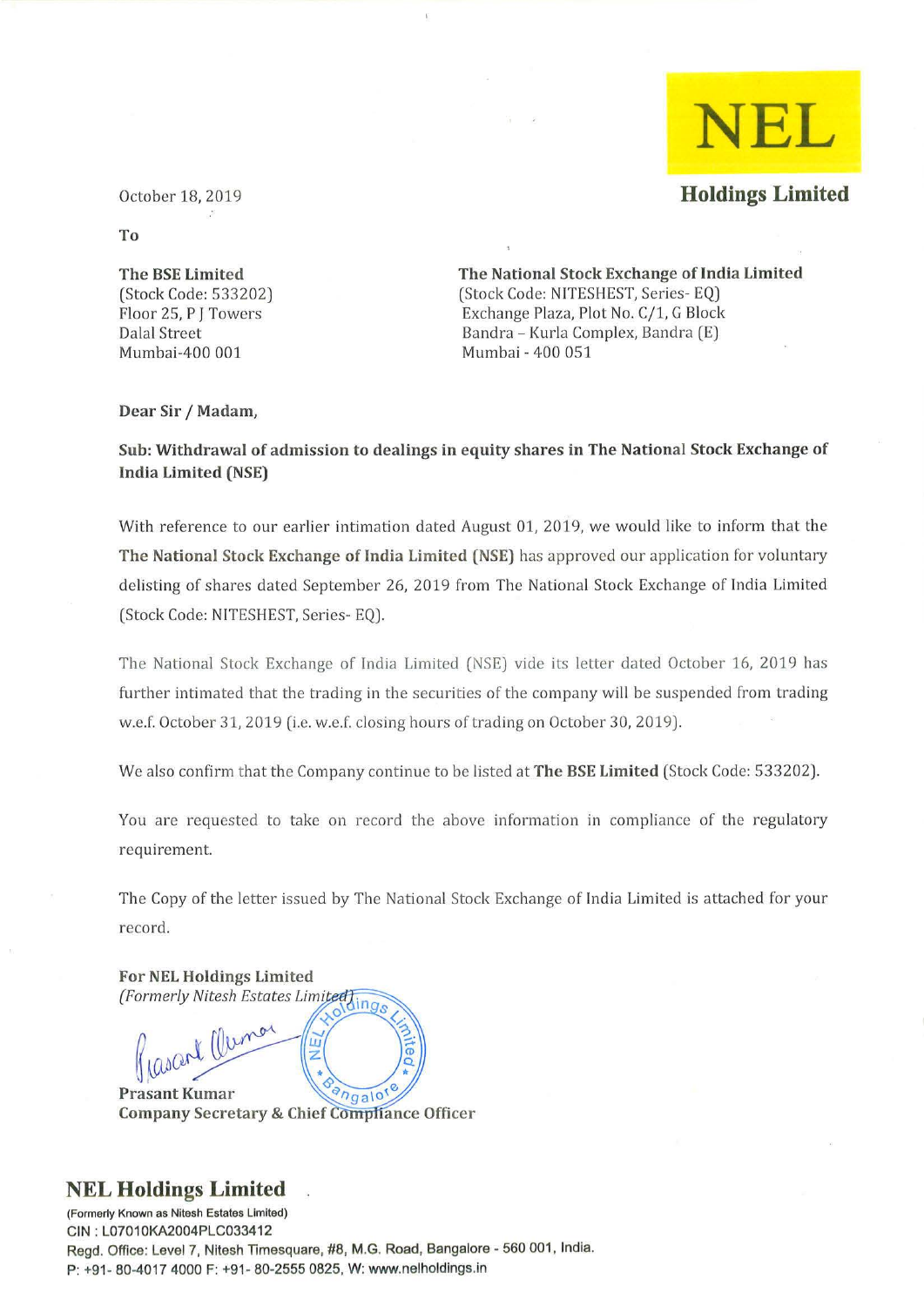**NEL**

**Holdings Limited**

October 18, 2019

To

**The BSE Limited**
(Stock Code: 533202)
Floor 25, P J Towers
Dalal Street
Mumbai-400 001

**The National Stock Exchange of India Limited**
(Stock Code: NITESHEST, Series- EQ)
Exchange Plaza, Plot No. C/1, G Block
Bandra – Kurla Complex, Bandra (E)
Mumbai - 400 051

**Dear Sir / Madam,**

**Sub: Withdrawal of admission to dealings in equity shares in The National Stock Exchange of India Limited (NSE)**

With reference to our earlier intimation dated August 01, 2019, we would like to inform that the **The National Stock Exchange of India Limited (NSE)** has approved our application for voluntary delisting of shares dated September 26, 2019 from The National Stock Exchange of India Limited (Stock Code: NITESHEST, Series- EQ).

The National Stock Exchange of India Limited (NSE) vide its letter dated October 16, 2019 has further intimated that the trading in the securities of the company will be suspended from trading w.e.f. October 31, 2019 (i.e. w.e.f. closing hours of trading on October 30, 2019).

We also confirm that the Company continue to be listed at **The BSE Limited** (Stock Code: 533202).

You are requested to take on record the above information in compliance of the regulatory requirement.

The Copy of the letter issued by The National Stock Exchange of India Limited is attached for your record.

**For NEL Holdings Limited**
*(Formerly Nitesh Estates Limited)*

**Prasant Kumar**
**Company Secretary & Chief Compliance Officer**

**NEL Holdings Limited**
(Formerly Known as Nitesh Estates Limited)
CIN : L07010KA2004PLC033412
Regd. Office: Level 7, Nitesh Timesquare, #8, M.G. Road, Bangalore - 560 001, India.
P: +91- 80-4017 4000 F: +91- 80-2555 0825, W: www.nelholdings.in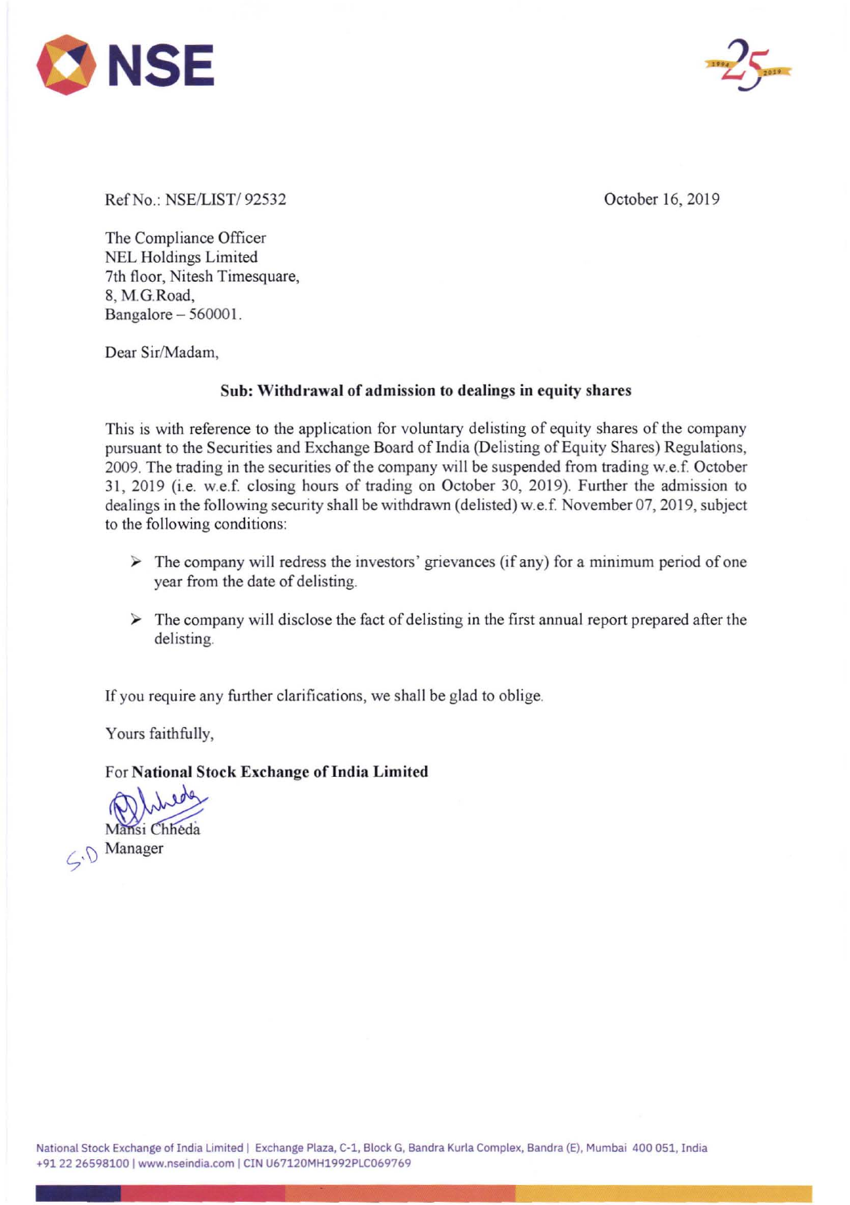Ref No.: NSE/LIST/ 92532

October 16, 2019

The Compliance Officer
NEL Holdings Limited
7th floor, Nitesh Timesquare,
8, M.G.Road,
Bangalore – 560001.

Dear Sir/Madam,

**Sub: Withdrawal of admission to dealings in equity shares**

This is with reference to the application for voluntary delisting of equity shares of the company pursuant to the Securities and Exchange Board of India (Delisting of Equity Shares) Regulations, 2009. The trading in the securities of the company will be suspended from trading w.e.f. October 31, 2019 (i.e. w.e.f. closing hours of trading on October 30, 2019). Further the admission to dealings in the following security shall be withdrawn (delisted) w.e.f. November 07, 2019, subject to the following conditions:

- The company will redress the investors' grievances (if any) for a minimum period of one year from the date of delisting.
- The company will disclose the fact of delisting in the first annual report prepared after the delisting.

If you require any further clarifications, we shall be glad to oblige.

Yours faithfully,

For **National Stock Exchange of India Limited**

Mansi Chheda
Manager

National Stock Exchange of India Limited | Exchange Plaza, C-1, Block G, Bandra Kurla Complex, Bandra (E), Mumbai 400 051, India
+91 22 26598100 | www.nseindia.com | CIN U67120MH1992PLC069769